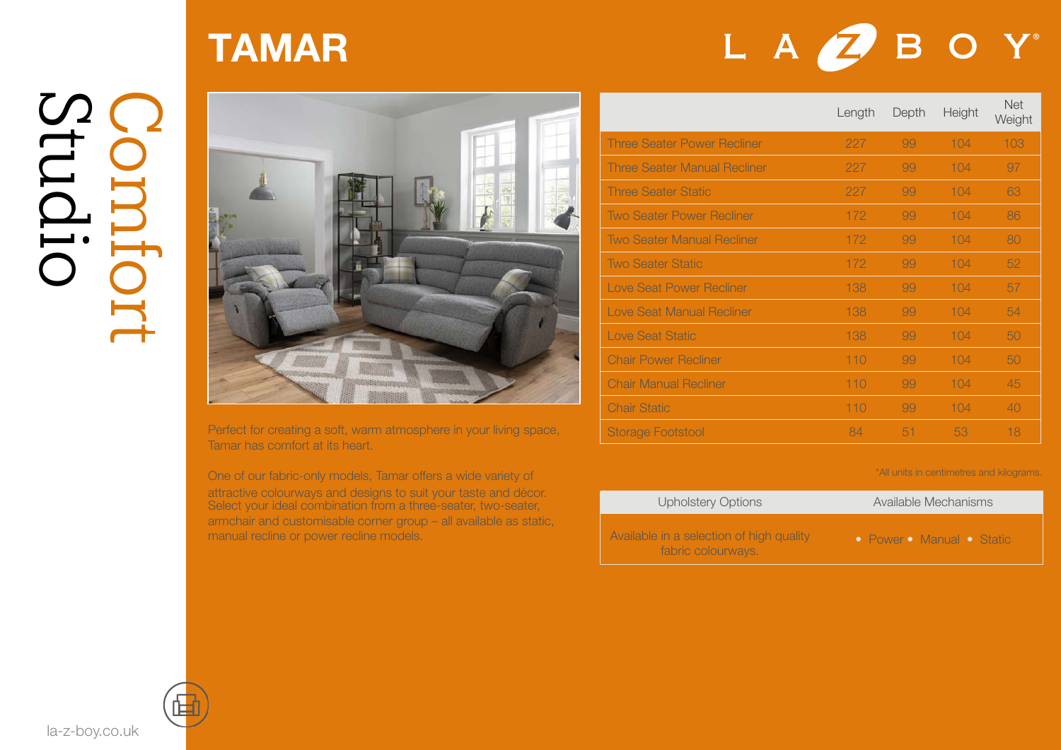# TAMAR

LA-Z-BOY®

Comfort Studio

|  | Length | Depth | Height | Net Weight |
|---|---|---|---|---|
| Three Seater Power Recliner | 227 | 99 | 104 | 103 |
| Three Seater Manual Recliner | 227 | 99 | 104 | 97 |
| Three Seater Static | 227 | 99 | 104 | 63 |
| Two Seater Power Recliner | 172 | 99 | 104 | 86 |
| Two Seater Manual Recliner | 172 | 99 | 104 | 80 |
| Two Seater Static | 172 | 99 | 104 | 52 |
| Love Seat Power Recliner | 138 | 99 | 104 | 57 |
| Love Seat Manual Recliner | 138 | 99 | 104 | 54 |
| Love Seat Static | 138 | 99 | 104 | 50 |
| Chair Power Recliner | 110 | 99 | 104 | 50 |
| Chair Manual Recliner | 110 | 99 | 104 | 45 |
| Chair Static | 110 | 99 | 104 | 40 |
| Storage Footstool | 84 | 51 | 53 | 18 |

*All units in centimetres and kilograms.

Perfect for creating a soft, warm atmosphere in your living space, Tamar has comfort at its heart.

One of our fabric-only models, Tamar offers a wide variety of attractive colourways and designs to suit your taste and décor. Select your ideal combination from a three-seater, two-seater, armchair and customisable corner group – all available as static, manual recline or power recline models.

| Upholstery Options | Available Mechanisms |
|---|---|
| Available in a selection of high quality fabric colourways. | • Power • Manual • Static |

la-z-boy.co.uk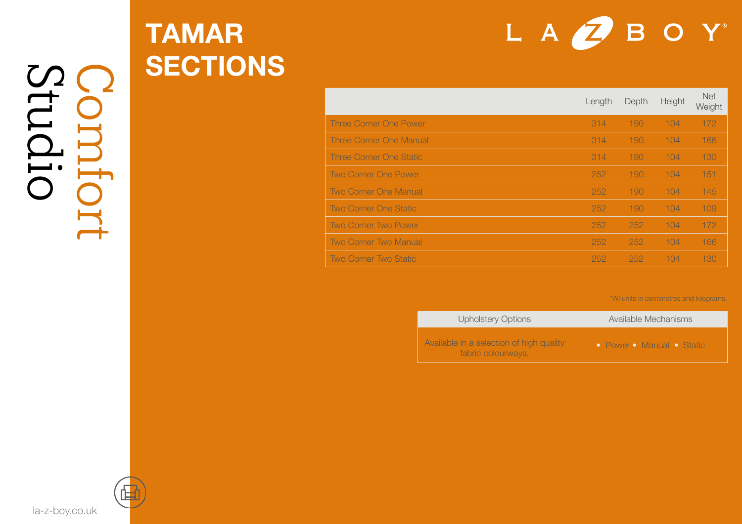Comfort Studio

# TAMAR SECTIONS

LA-Z-BOY

| | Length | Depth | Height | Net Weight |
|---|---|---|---|---|
| Three Corner One Power | 314 | 190 | 104 | 172 |
| Three Corner One Manual | 314 | 190 | 104 | 166 |
| Three Corner One Static | 314 | 190 | 104 | 130 |
| Two Corner One Power | 252 | 190 | 104 | 151 |
| Two Corner One Manual | 252 | 190 | 104 | 145 |
| Two Corner One Static | 252 | 190 | 104 | 109 |
| Two Corner Two Power | 252 | 252 | 104 | 172 |
| Two Corner Two Manual | 252 | 252 | 104 | 166 |
| Two Corner Two Static | 252 | 252 | 104 | 130 |

*All units in centimetres and kilograms.

| Upholstery Options | Available Mechanisms |
|---|---|
| Available in a selection of high quality fabric colourways. | • Power • Manual • Static |

la-z-boy.co.uk